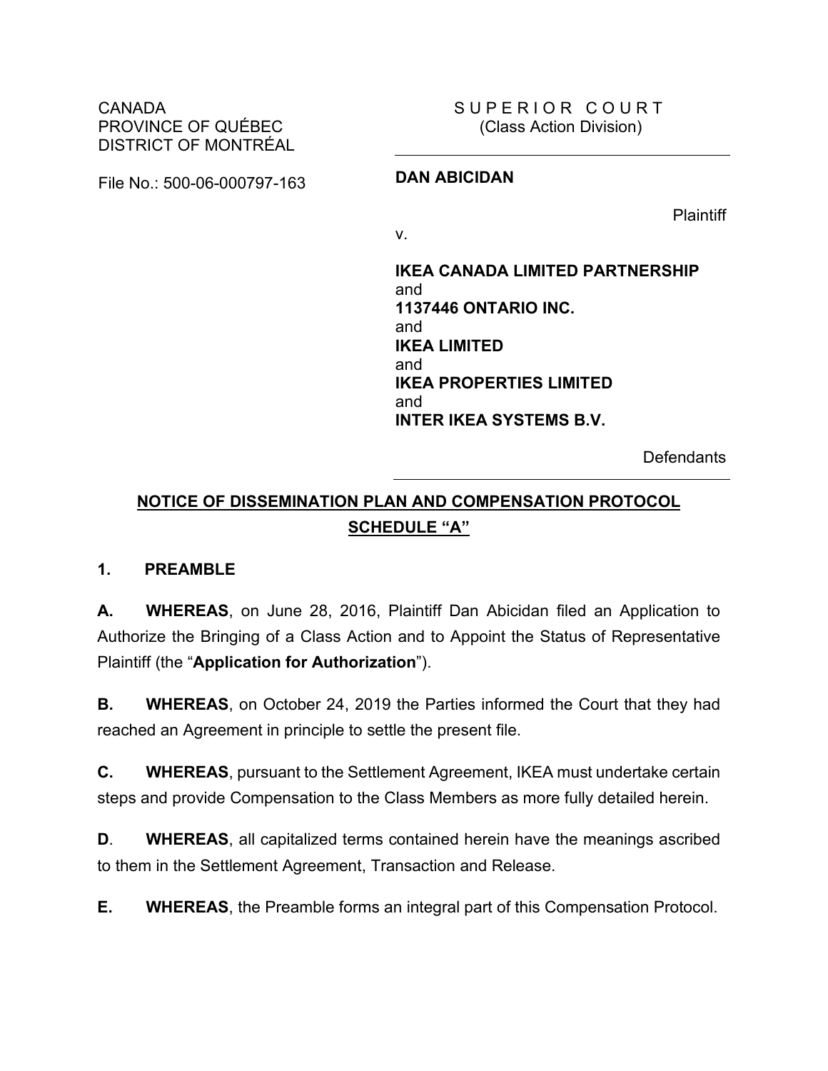CANADA
PROVINCE OF QUÉBEC
DISTRICT OF MONTRÉAL

File No.: 500-06-000797-163

SUPERIOR COURT
(Class Action Division)

**DAN ABICIDAN**

Plaintiff

v.

**IKEA CANADA LIMITED PARTNERSHIP**
and
**1137446 ONTARIO INC.**
and
**IKEA LIMITED**
and
**IKEA PROPERTIES LIMITED**
and
**INTER IKEA SYSTEMS B.V.**

Defendants

**NOTICE OF DISSEMINATION PLAN AND COMPENSATION PROTOCOL**
**SCHEDULE "A"**

## 1. PREAMBLE

**A.** **WHEREAS**, on June 28, 2016, Plaintiff Dan Abicidan filed an Application to Authorize the Bringing of a Class Action and to Appoint the Status of Representative Plaintiff (the "**Application for Authorization**").

**B.** **WHEREAS**, on October 24, 2019 the Parties informed the Court that they had reached an Agreement in principle to settle the present file.

**C.** **WHEREAS**, pursuant to the Settlement Agreement, IKEA must undertake certain steps and provide Compensation to the Class Members as more fully detailed herein.

**D**. **WHEREAS**, all capitalized terms contained herein have the meanings ascribed to them in the Settlement Agreement, Transaction and Release.

**E.** **WHEREAS**, the Preamble forms an integral part of this Compensation Protocol.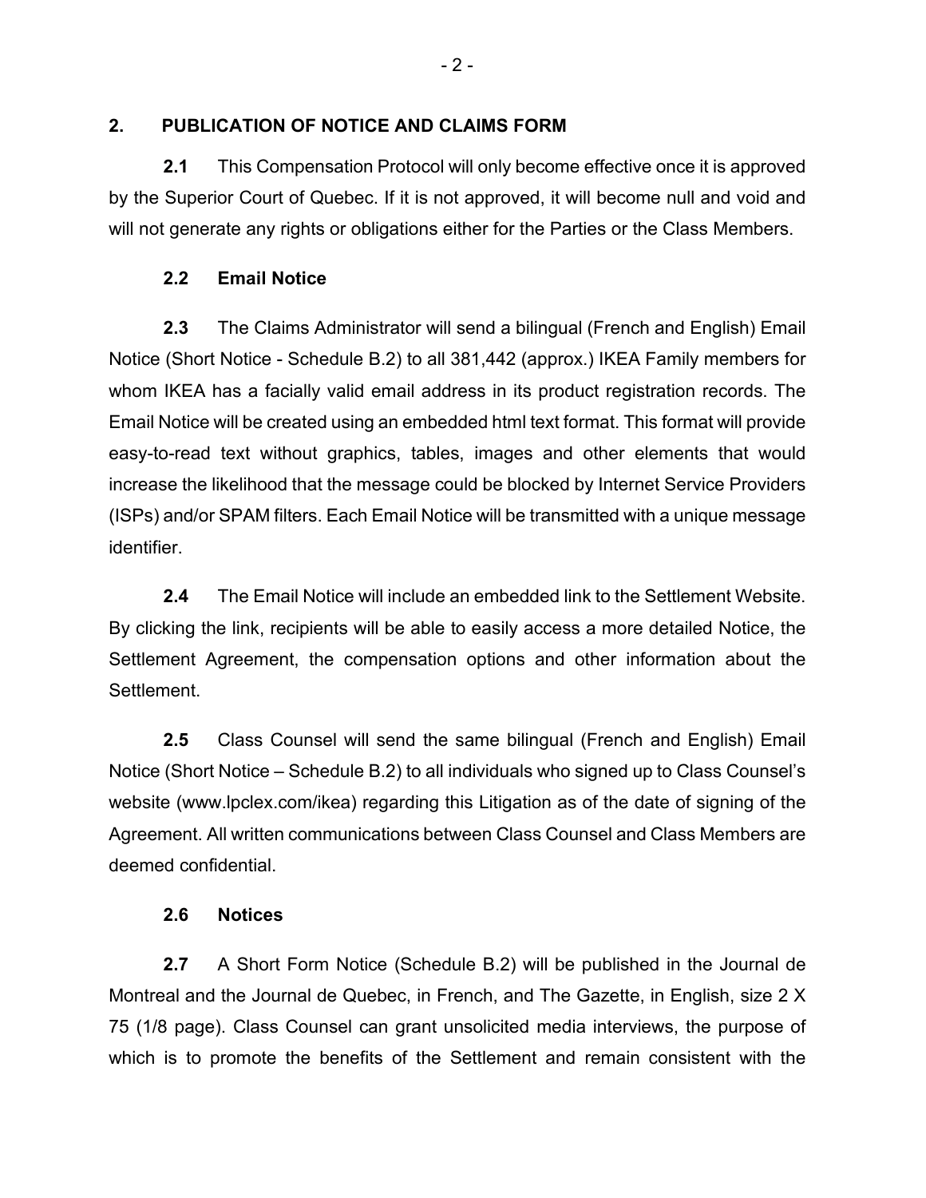## 2. PUBLICATION OF NOTICE AND CLAIMS FORM

**2.1** This Compensation Protocol will only become effective once it is approved by the Superior Court of Quebec. If it is not approved, it will become null and void and will not generate any rights or obligations either for the Parties or the Class Members.

**2.2 Email Notice**

**2.3** The Claims Administrator will send a bilingual (French and English) Email Notice (Short Notice - Schedule B.2) to all 381,442 (approx.) IKEA Family members for whom IKEA has a facially valid email address in its product registration records. The Email Notice will be created using an embedded html text format. This format will provide easy-to-read text without graphics, tables, images and other elements that would increase the likelihood that the message could be blocked by Internet Service Providers (ISPs) and/or SPAM filters. Each Email Notice will be transmitted with a unique message identifier.

**2.4** The Email Notice will include an embedded link to the Settlement Website. By clicking the link, recipients will be able to easily access a more detailed Notice, the Settlement Agreement, the compensation options and other information about the Settlement.

**2.5** Class Counsel will send the same bilingual (French and English) Email Notice (Short Notice – Schedule B.2) to all individuals who signed up to Class Counsel's website (www.lpclex.com/ikea) regarding this Litigation as of the date of signing of the Agreement. All written communications between Class Counsel and Class Members are deemed confidential.

**2.6 Notices**

**2.7** A Short Form Notice (Schedule B.2) will be published in the Journal de Montreal and the Journal de Quebec, in French, and The Gazette, in English, size 2 X 75 (1/8 page). Class Counsel can grant unsolicited media interviews, the purpose of which is to promote the benefits of the Settlement and remain consistent with the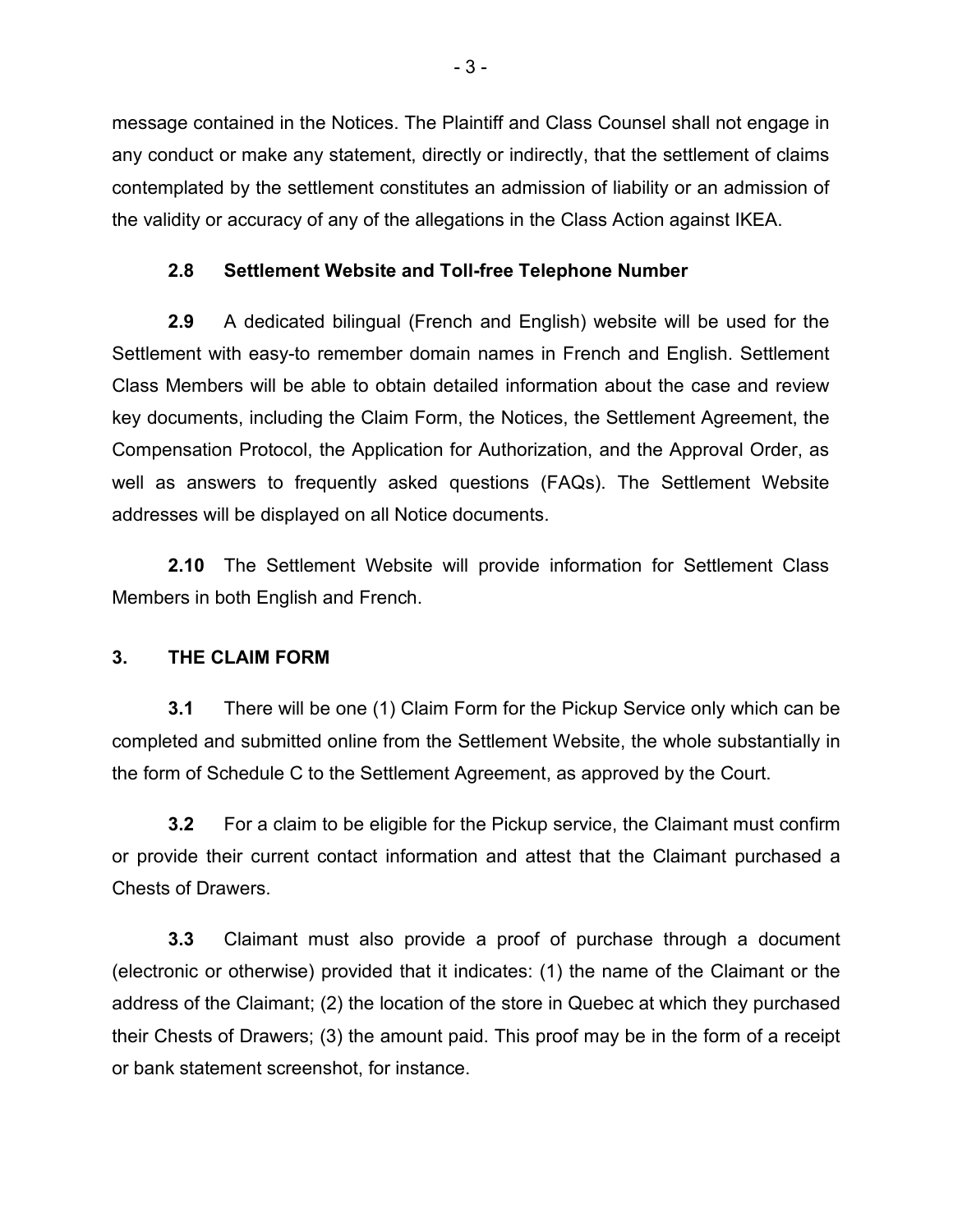message contained in the Notices. The Plaintiff and Class Counsel shall not engage in any conduct or make any statement, directly or indirectly, that the settlement of claims contemplated by the settlement constitutes an admission of liability or an admission of the validity or accuracy of any of the allegations in the Class Action against IKEA.

### 2.8 Settlement Website and Toll-free Telephone Number

**2.9** A dedicated bilingual (French and English) website will be used for the Settlement with easy-to remember domain names in French and English. Settlement Class Members will be able to obtain detailed information about the case and review key documents, including the Claim Form, the Notices, the Settlement Agreement, the Compensation Protocol, the Application for Authorization, and the Approval Order, as well as answers to frequently asked questions (FAQs). The Settlement Website addresses will be displayed on all Notice documents.

**2.10** The Settlement Website will provide information for Settlement Class Members in both English and French.

## 3. THE CLAIM FORM

**3.1** There will be one (1) Claim Form for the Pickup Service only which can be completed and submitted online from the Settlement Website, the whole substantially in the form of Schedule C to the Settlement Agreement, as approved by the Court.

**3.2** For a claim to be eligible for the Pickup service, the Claimant must confirm or provide their current contact information and attest that the Claimant purchased a Chests of Drawers.

**3.3** Claimant must also provide a proof of purchase through a document (electronic or otherwise) provided that it indicates: (1) the name of the Claimant or the address of the Claimant; (2) the location of the store in Quebec at which they purchased their Chests of Drawers; (3) the amount paid. This proof may be in the form of a receipt or bank statement screenshot, for instance.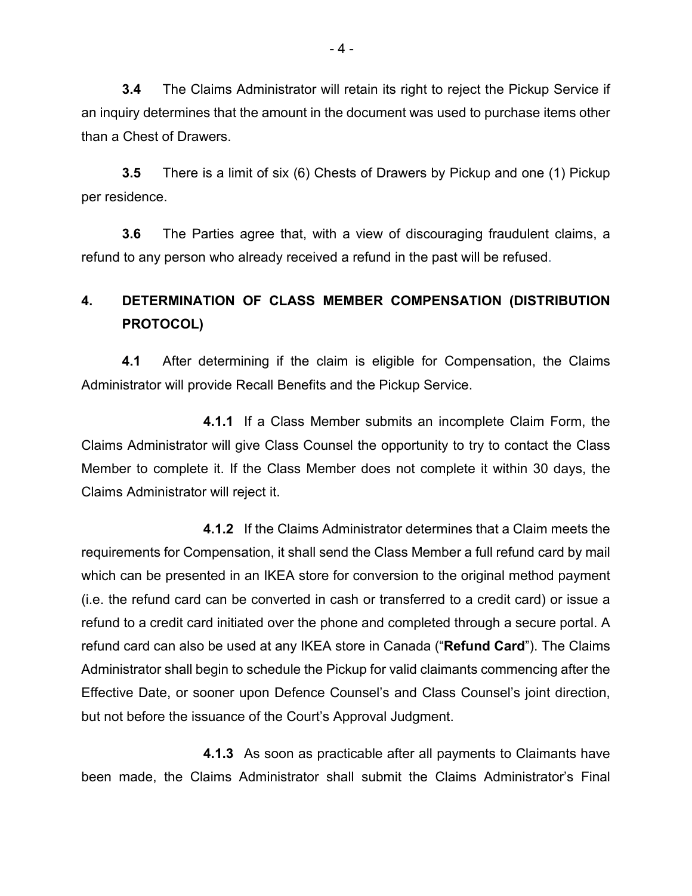**3.4** The Claims Administrator will retain its right to reject the Pickup Service if an inquiry determines that the amount in the document was used to purchase items other than a Chest of Drawers.

**3.5** There is a limit of six (6) Chests of Drawers by Pickup and one (1) Pickup per residence.

**3.6** The Parties agree that, with a view of discouraging fraudulent claims, a refund to any person who already received a refund in the past will be refused.

## 4. DETERMINATION OF CLASS MEMBER COMPENSATION (DISTRIBUTION PROTOCOL)

**4.1** After determining if the claim is eligible for Compensation, the Claims Administrator will provide Recall Benefits and the Pickup Service.

**4.1.1** If a Class Member submits an incomplete Claim Form, the Claims Administrator will give Class Counsel the opportunity to try to contact the Class Member to complete it. If the Class Member does not complete it within 30 days, the Claims Administrator will reject it.

**4.1.2** If the Claims Administrator determines that a Claim meets the requirements for Compensation, it shall send the Class Member a full refund card by mail which can be presented in an IKEA store for conversion to the original method payment (i.e. the refund card can be converted in cash or transferred to a credit card) or issue a refund to a credit card initiated over the phone and completed through a secure portal. A refund card can also be used at any IKEA store in Canada ("**Refund Card**"). The Claims Administrator shall begin to schedule the Pickup for valid claimants commencing after the Effective Date, or sooner upon Defence Counsel's and Class Counsel's joint direction, but not before the issuance of the Court's Approval Judgment.

**4.1.3** As soon as practicable after all payments to Claimants have been made, the Claims Administrator shall submit the Claims Administrator's Final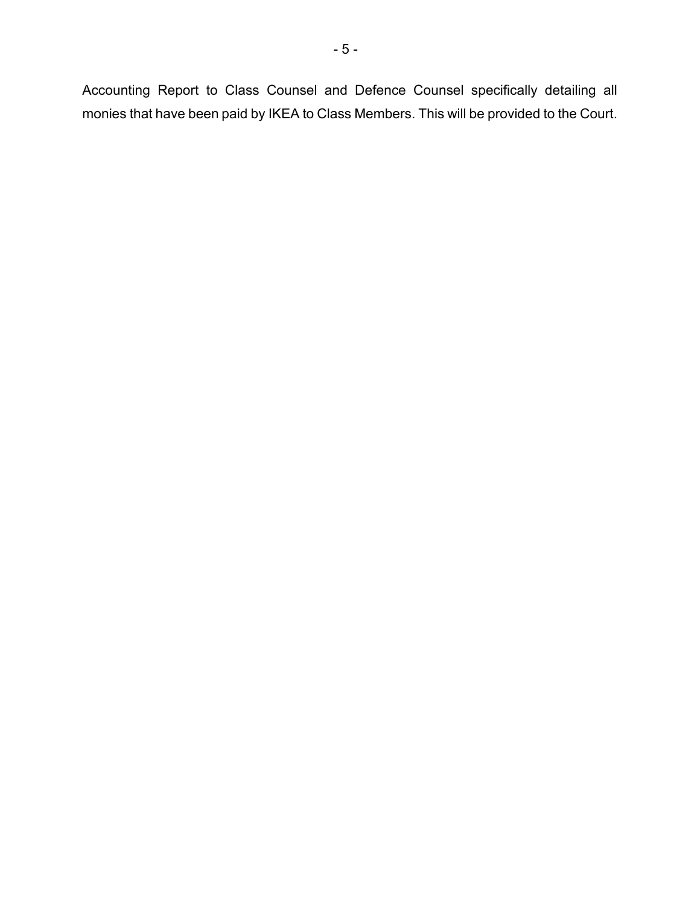Accounting Report to Class Counsel and Defence Counsel specifically detailing all monies that have been paid by IKEA to Class Members. This will be provided to the Court.